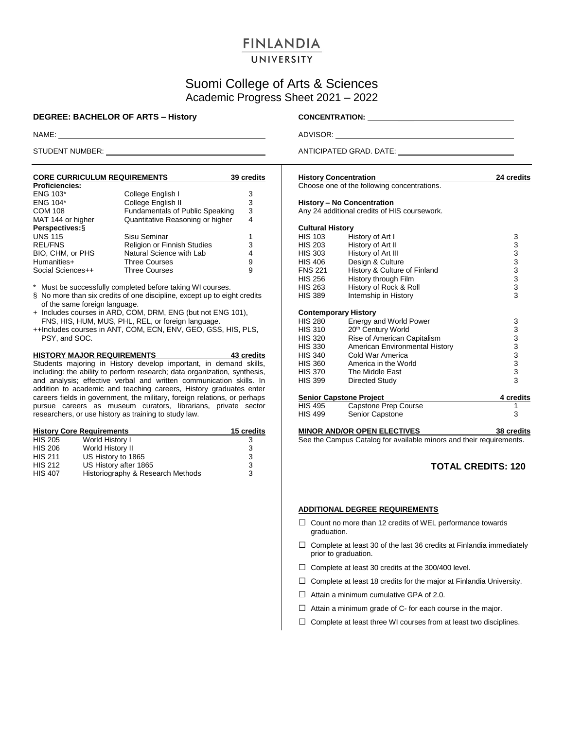# FINLANDIA UNIVERSITY

## Suomi College of Arts & Sciences
### Academic Progress Sheet 2021 – 2022

**DEGREE: BACHELOR OF ARTS – History**

**CONCENTRATION:** ______________________

NAME: ______________________

ADVISOR: ______________________

STUDENT NUMBER: ______________________

ANTICIPATED GRAD. DATE: ______________________

### CORE CURRICULUM REQUIREMENTS — 39 credits

| Course | Title | Credits |
|---|---|---|
| **Proficiencies:** | | |
| ENG 103* | College English I | 3 |
| ENG 104* | College English II | 3 |
| COM 108 | Fundamentals of Public Speaking | 3 |
| MAT 144 or higher | Quantitative Reasoning or higher | 4 |
| **Perspectives:§** | | |
| UNS 115 | Sisu Seminar | 1 |
| REL/FNS | Religion or Finnish Studies | 3 |
| BIO, CHM, or PHS | Natural Science with Lab | 4 |
| Humanities+ | Three Courses | 9 |
| Social Sciences++ | Three Courses | 9 |

\* Must be successfully completed before taking WI courses.

§ No more than six credits of one discipline, except up to eight credits of the same foreign language.

+ Includes courses in ARD, COM, DRM, ENG (but not ENG 101), FNS, HIS, HUM, MUS, PHL, REL, or foreign language.

++Includes courses in ANT, COM, ECN, ENV, GEO, GSS, HIS, PLS, PSY, and SOC.

### HISTORY MAJOR REQUIREMENTS — 43 credits

Students majoring in History develop important, in demand skills, including: the ability to perform research; data organization, synthesis, and analysis; effective verbal and written communication skills. In addition to academic and teaching careers, History graduates enter careers fields in government, the military, foreign relations, or perhaps pursue careers as museum curators, librarians, private sector researchers, or use history as training to study law.

#### History Core Requirements — 15 credits

| Course | Title | Credits |
|---|---|---|
| HIS 205 | World History I | 3 |
| HIS 206 | World History II | 3 |
| HIS 211 | US History to 1865 | 3 |
| HIS 212 | US History after 1865 | 3 |
| HIS 407 | Historiography & Research Methods | 3 |

#### History Concentration — 24 credits

Choose one of the following concentrations.

**History – No Concentration**

Any 24 additional credits of HIS coursework.

**Cultural History**

| Course | Title | Credits |
|---|---|---|
| HIS 103 | History of Art I | 3 |
| HIS 203 | History of Art II | 3 |
| HIS 303 | History of Art III | 3 |
| HIS 406 | Design & Culture | 3 |
| FNS 221 | History & Culture of Finland | 3 |
| HIS 256 | History through Film | 3 |
| HIS 263 | History of Rock & Roll | 3 |
| HIS 389 | Internship in History | 3 |

**Contemporary History**

| Course | Title | Credits |
|---|---|---|
| HIS 280 | Energy and World Power | 3 |
| HIS 310 | 20th Century World | 3 |
| HIS 320 | Rise of American Capitalism | 3 |
| HIS 330 | American Environmental History | 3 |
| HIS 340 | Cold War America | 3 |
| HIS 360 | America in the World | 3 |
| HIS 370 | The Middle East | 3 |
| HIS 399 | Directed Study | 3 |

#### Senior Capstone Project — 4 credits

| Course | Title | Credits |
|---|---|---|
| HIS 495 | Capstone Prep Course | 1 |
| HIS 499 | Senior Capstone | 3 |

### MINOR AND/OR OPEN ELECTIVES — 38 credits

See the Campus Catalog for available minors and their requirements.

## TOTAL CREDITS: 120

### ADDITIONAL DEGREE REQUIREMENTS

- ☐ Count no more than 12 credits of WEL performance towards graduation.
- ☐ Complete at least 30 of the last 36 credits at Finlandia immediately prior to graduation.
- ☐ Complete at least 30 credits at the 300/400 level.
- ☐ Complete at least 18 credits for the major at Finlandia University.
- ☐ Attain a minimum cumulative GPA of 2.0.
- ☐ Attain a minimum grade of C- for each course in the major.
- ☐ Complete at least three WI courses from at least two disciplines.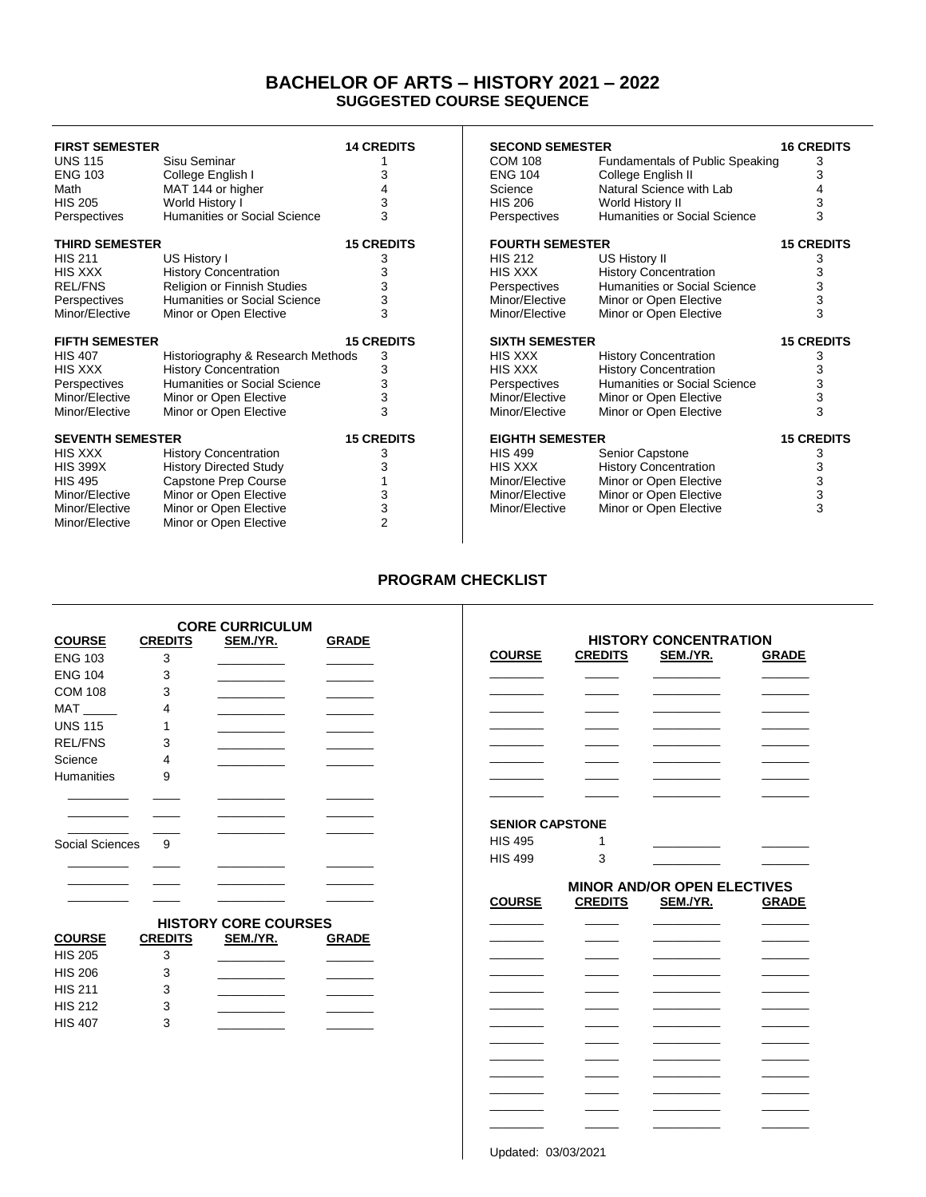# BACHELOR OF ARTS – HISTORY 2021 – 2022

## SUGGESTED COURSE SEQUENCE

| FIRST SEMESTER | | 14 CREDITS |
|---|---|---|
| UNS 115 | Sisu Seminar | 1 |
| ENG 103 | College English I | 3 |
| Math | MAT 144 or higher | 4 |
| HIS 205 | World History I | 3 |
| Perspectives | Humanities or Social Science | 3 |

| SECOND SEMESTER | | 16 CREDITS |
|---|---|---|
| COM 108 | Fundamentals of Public Speaking | 3 |
| ENG 104 | College English II | 3 |
| Science | Natural Science with Lab | 4 |
| HIS 206 | World History II | 3 |
| Perspectives | Humanities or Social Science | 3 |

| THIRD SEMESTER | | 15 CREDITS |
|---|---|---|
| HIS 211 | US History I | 3 |
| HIS XXX | History Concentration | 3 |
| REL/FNS | Religion or Finnish Studies | 3 |
| Perspectives | Humanities or Social Science | 3 |
| Minor/Elective | Minor or Open Elective | 3 |

| FOURTH SEMESTER | | 15 CREDITS |
|---|---|---|
| HIS 212 | US History II | 3 |
| HIS XXX | History Concentration | 3 |
| Perspectives | Humanities or Social Science | 3 |
| Minor/Elective | Minor or Open Elective | 3 |
| Minor/Elective | Minor or Open Elective | 3 |

| FIFTH SEMESTER | | 15 CREDITS |
|---|---|---|
| HIS 407 | Historiography & Research Methods | 3 |
| HIS XXX | History Concentration | 3 |
| Perspectives | Humanities or Social Science | 3 |
| Minor/Elective | Minor or Open Elective | 3 |
| Minor/Elective | Minor or Open Elective | 3 |

| SIXTH SEMESTER | | 15 CREDITS |
|---|---|---|
| HIS XXX | History Concentration | 3 |
| HIS XXX | History Concentration | 3 |
| Perspectives | Humanities or Social Science | 3 |
| Minor/Elective | Minor or Open Elective | 3 |
| Minor/Elective | Minor or Open Elective | 3 |

| SEVENTH SEMESTER | | 15 CREDITS |
|---|---|---|
| HIS XXX | History Concentration | 3 |
| HIS 399X | History Directed Study | 3 |
| HIS 495 | Capstone Prep Course | 1 |
| Minor/Elective | Minor or Open Elective | 3 |
| Minor/Elective | Minor or Open Elective | 3 |
| Minor/Elective | Minor or Open Elective | 2 |

| EIGHTH SEMESTER | | 15 CREDITS |
|---|---|---|
| HIS 499 | Senior Capstone | 3 |
| HIS XXX | History Concentration | 3 |
| Minor/Elective | Minor or Open Elective | 3 |
| Minor/Elective | Minor or Open Elective | 3 |
| Minor/Elective | Minor or Open Elective | 3 |

## PROGRAM CHECKLIST

### CORE CURRICULUM

| COURSE | CREDITS | SEM./YR. | GRADE |
|---|---|---|---|
| ENG 103 | 3 | | |
| ENG 104 | 3 | | |
| COM 108 | 3 | | |
| MAT ____ | 4 | | |
| UNS 115 | 1 | | |
| REL/FNS | 3 | | |
| Science | 4 | | |
| Humanities | 9 | | |
| | | | |
| | | | |
| | | | |
| Social Sciences | 9 | | |
| | | | |
| | | | |
| | | | |

### HISTORY CORE COURSES

| COURSE | CREDITS | SEM./YR. | GRADE |
|---|---|---|---|
| HIS 205 | 3 | | |
| HIS 206 | 3 | | |
| HIS 211 | 3 | | |
| HIS 212 | 3 | | |
| HIS 407 | 3 | | |

### HISTORY CONCENTRATION

| COURSE | CREDITS | SEM./YR. | GRADE |
|---|---|---|---|
| | | | |
| | | | |
| | | | |
| | | | |
| | | | |
| | | | |
| | | | |
| | | | |

### SENIOR CAPSTONE

| COURSE | CREDITS | SEM./YR. | GRADE |
|---|---|---|---|
| HIS 495 | 1 | | |
| HIS 499 | 3 | | |

### MINOR AND/OR OPEN ELECTIVES

| COURSE | CREDITS | SEM./YR. | GRADE |
|---|---|---|---|
| | | | |
| | | | |
| | | | |
| | | | |
| | | | |
| | | | |
| | | | |
| | | | |
| | | | |
| | | | |
| | | | |
| | | | |
| | | | |

Updated: 03/03/2021